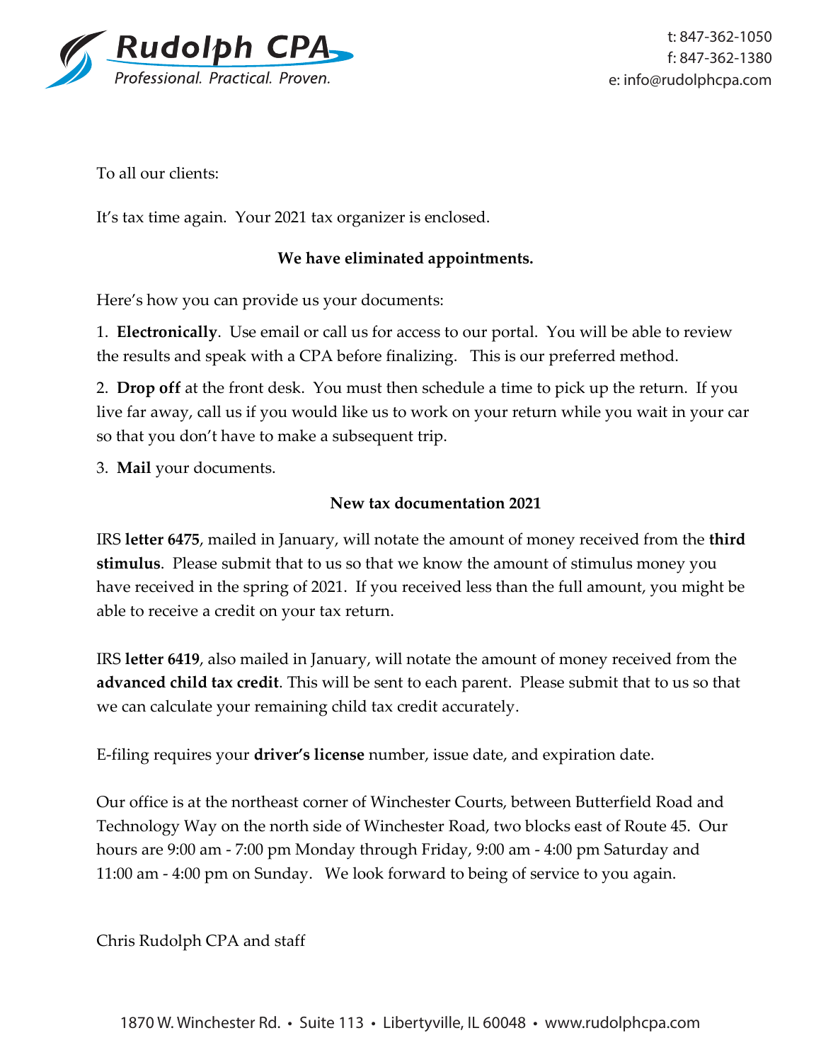**Rudolph CPA**
*Professional. Practical. Proven.*

t: 847-362-1050
f: 847-362-1380
e: info@rudolphcpa.com

To all our clients:

It's tax time again. Your 2021 tax organizer is enclosed.

**We have eliminated appointments.**

Here's how you can provide us your documents:

1. **Electronically**. Use email or call us for access to our portal. You will be able to review the results and speak with a CPA before finalizing. This is our preferred method.

2. **Drop off** at the front desk. You must then schedule a time to pick up the return. If you live far away, call us if you would like us to work on your return while you wait in your car so that you don't have to make a subsequent trip.

3. **Mail** your documents.

**New tax documentation 2021**

IRS **letter 6475**, mailed in January, will notate the amount of money received from the **third stimulus**. Please submit that to us so that we know the amount of stimulus money you have received in the spring of 2021. If you received less than the full amount, you might be able to receive a credit on your tax return.

IRS **letter 6419**, also mailed in January, will notate the amount of money received from the **advanced child tax credit**. This will be sent to each parent. Please submit that to us so that we can calculate your remaining child tax credit accurately.

E-filing requires your **driver's license** number, issue date, and expiration date.

Our office is at the northeast corner of Winchester Courts, between Butterfield Road and Technology Way on the north side of Winchester Road, two blocks east of Route 45. Our hours are 9:00 am - 7:00 pm Monday through Friday, 9:00 am - 4:00 pm Saturday and 11:00 am - 4:00 pm on Sunday. We look forward to being of service to you again.

Chris Rudolph CPA and staff

1870 W. Winchester Rd. • Suite 113 • Libertyville, IL 60048 • www.rudolphcpa.com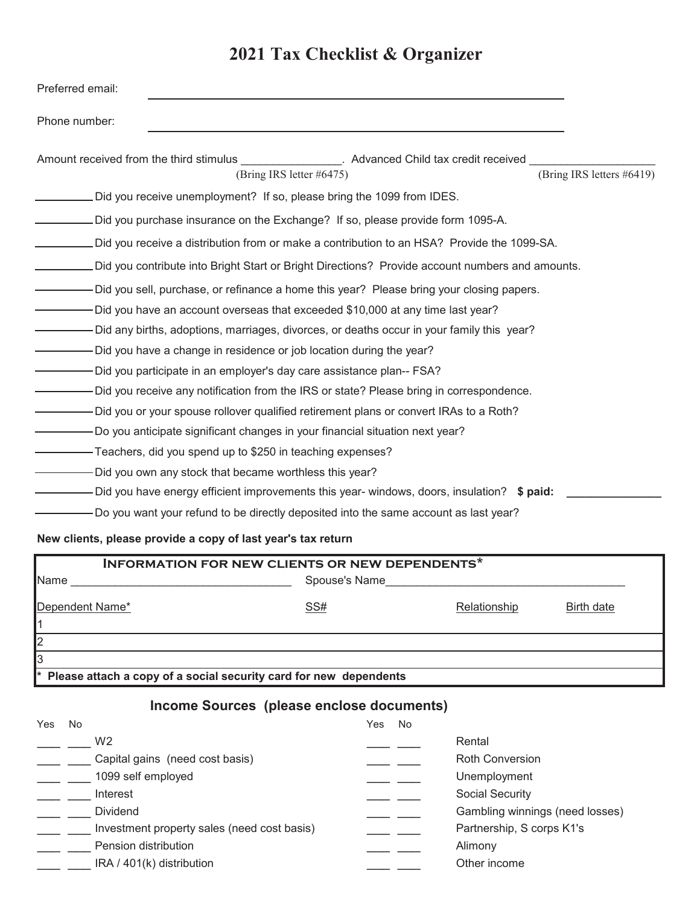# 2021 Tax Checklist & Organizer

Preferred email: ____________________________________________

Phone number: ____________________________________________

Amount received from the third stimulus ________________ (Bring IRS letter #6475). Advanced Child tax credit received ____________________ (Bring IRS letters #6419)

- _________ Did you receive unemployment? If so, please bring the 1099 from IDES.
- _________ Did you purchase insurance on the Exchange? If so, please provide form 1095-A.
- _________ Did you receive a distribution from or make a contribution to an HSA? Provide the 1099-SA.
- _________ Did you contribute into Bright Start or Bright Directions? Provide account numbers and amounts.
- _________ Did you sell, purchase, or refinance a home this year? Please bring your closing papers.
- _________ Did you have an account overseas that exceeded $10,000 at any time last year?
- _________ Did any births, adoptions, marriages, divorces, or deaths occur in your family this year?
- _________ Did you have a change in residence or job location during the year?
- _________ Did you participate in an employer's day care assistance plan-- FSA?
- _________ Did you receive any notification from the IRS or state? Please bring in correspondence.
- _________ Did you or your spouse rollover qualified retirement plans or convert IRAs to a Roth?
- _________ Do you anticipate significant changes in your financial situation next year?
- _________ Teachers, did you spend up to $250 in teaching expenses?
- _________ Did you own any stock that became worthless this year?
- _________ Did you have energy efficient improvements this year- windows, doors, insulation? **$ paid:** ______________
- _________ Do you want your refund to be directly deposited into the same account as last year?

**New clients, please provide a copy of last year's tax return**

### Information for new clients or new dependents*

Name ___________________________________ Spouse's Name_____________________________________

| Dependent Name* | SS# | Relationship | Birth date |
|---|---|---|---|
| 1 | | | |
| 2 | | | |
| 3 | | | |

**\* Please attach a copy of a social security card for new dependents**

## Income Sources (please enclose documents)

| Yes | No | | Yes | No | |
|---|---|---|---|---|---|
| ___ | ___ | W2 | ___ | ___ | Rental |
| ___ | ___ | Capital gains (need cost basis) | ___ | ___ | Roth Conversion |
| ___ | ___ | 1099 self employed | ___ | ___ | Unemployment |
| ___ | ___ | Interest | ___ | ___ | Social Security |
| ___ | ___ | Dividend | ___ | ___ | Gambling winnings (need losses) |
| ___ | ___ | Investment property sales (need cost basis) | ___ | ___ | Partnership, S corps K1's |
| ___ | ___ | Pension distribution | ___ | ___ | Alimony |
| ___ | ___ | IRA / 401(k) distribution | ___ | ___ | Other income |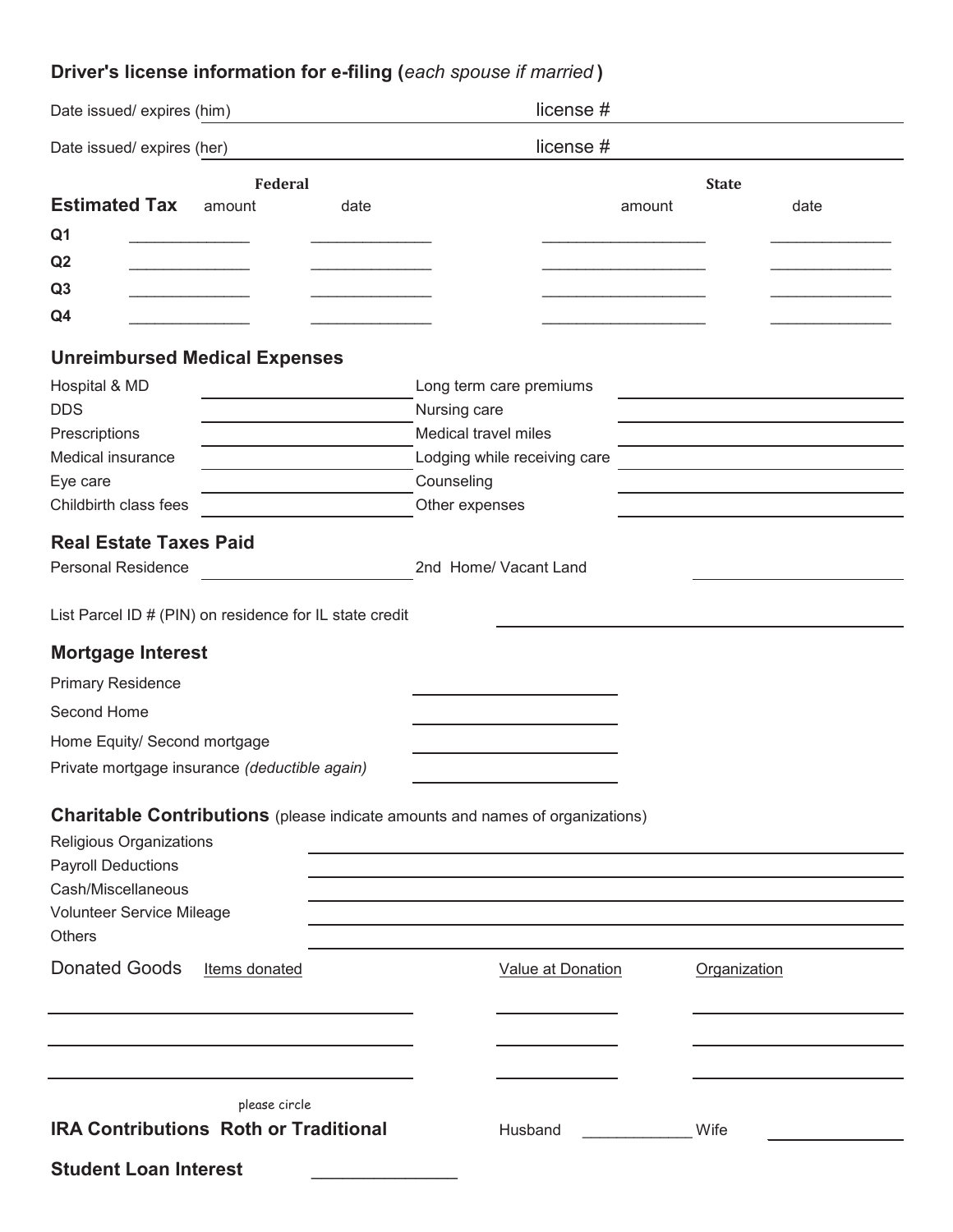## Driver's license information for e-filing (*each spouse if married*)

Date issued/ expires (him) ______________________ license # ______________________

Date issued/ expires (her) ______________________ license # ______________________

| Estimated Tax | Federal amount | Federal date | State amount | State date |
|---|---|---|---|---|
| Q1 | ______________ | ______________ | ___________________ | ______________ |
| Q2 | ______________ | ______________ | ___________________ | ______________ |
| Q3 | ______________ | ______________ | ___________________ | ______________ |
| Q4 | ______________ | ______________ | ___________________ | ______________ |

## Unreimbursed Medical Expenses

| | | | |
|---|---|---|---|
| Hospital & MD | ______________ | Long term care premiums | ______________ |
| DDS | ______________ | Nursing care | ______________ |
| Prescriptions | ______________ | Medical travel miles | ______________ |
| Medical insurance | ______________ | Lodging while receiving care | ______________ |
| Eye care | ______________ | Counseling | ______________ |
| Childbirth class fees | ______________ | Other expenses | ______________ |

## Real Estate Taxes Paid

Personal Residence ______________________ 2nd Home/ Vacant Land ______________________

List Parcel ID # (PIN) on residence for IL state credit ______________________

## Mortgage Interest

Primary Residence ______________________

Second Home ______________________

Home Equity/ Second mortgage ______________________

Private mortgage insurance *(deductible again)* ______________________

## Charitable Contributions (please indicate amounts and names of organizations)

Religious Organizations ______________________

Payroll Deductions ______________________

Cash/Miscellaneous ______________________

Volunteer Service Mileage ______________________

Others ______________________

| Donated Goods — Items donated | Value at Donation | Organization |
|---|---|---|
| ______________________ | ______________ | ______________ |
| ______________________ | ______________ | ______________ |
| ______________________ | ______________ | ______________ |

please circle

**IRA Contributions Roth or Traditional** Husband ______________ Wife ______________

**Student Loan Interest** ______________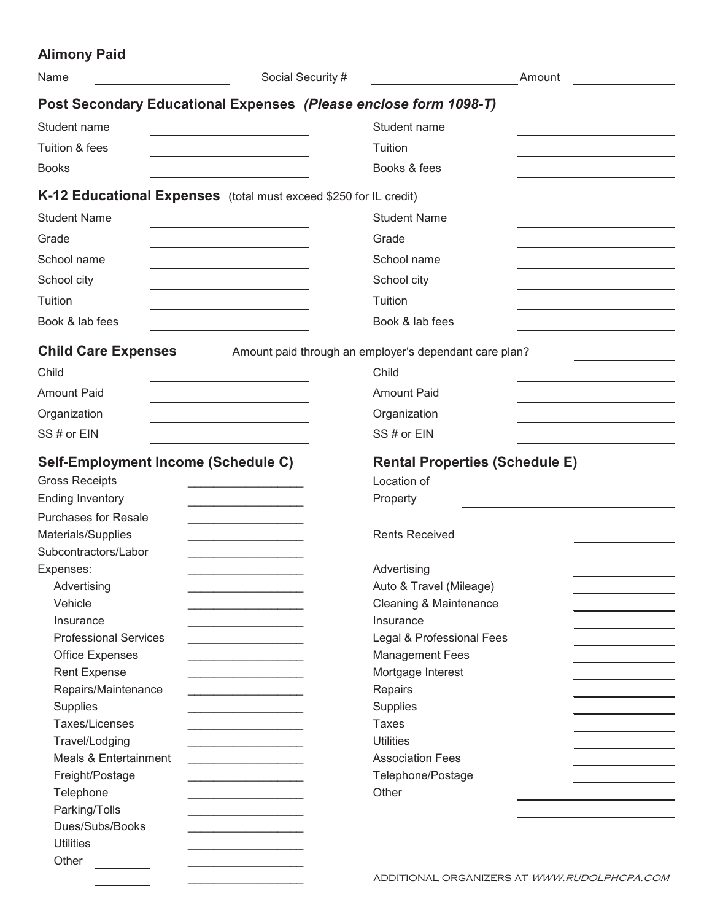## Alimony Paid

| Name | Social Security # | Amount |
| --- | --- | --- |
| | | |

## Post Secondary Educational Expenses *(Please enclose form 1098-T)*

| | | | |
| --- | --- | --- | --- |
| Student name | | Student name | |
| Tuition & fees | | Tuition | |
| Books | | Books & fees | |

## K-12 Educational Expenses (total must exceed $250 for IL credit)

| | | | |
| --- | --- | --- | --- |
| Student Name | | Student Name | |
| Grade | | Grade | |
| School name | | School name | |
| School city | | School city | |
| Tuition | | Tuition | |
| Book & lab fees | | Book & lab fees | |

## Child Care Expenses

Amount paid through an employer's dependant care plan? ____________

| | | | |
| --- | --- | --- | --- |
| Child | | Child | |
| Amount Paid | | Amount Paid | |
| Organization | | Organization | |
| SS # or EIN | | SS # or EIN | |

## Self-Employment Income (Schedule C)

| | |
| --- | --- |
| Gross Receipts | |
| Ending Inventory | |
| Purchases for Resale | |
| Materials/Supplies | |
| Subcontractors/Labor | |
| Expenses: | |
| Advertising | |
| Vehicle | |
| Insurance | |
| Professional Services | |
| Office Expenses | |
| Rent Expense | |
| Repairs/Maintenance | |
| Supplies | |
| Taxes/Licenses | |
| Travel/Lodging | |
| Meals & Entertainment | |
| Freight/Postage | |
| Telephone | |
| Parking/Tolls | |
| Dues/Subs/Books | |
| Utilities | |
| Other ________ | |
| ________ | |

## Rental Properties (Schedule E)

Location of Property ____________________

| | |
| --- | --- |
| Rents Received | |
| Advertising | |
| Auto & Travel (Mileage) | |
| Cleaning & Maintenance | |
| Insurance | |
| Legal & Professional Fees | |
| Management Fees | |
| Mortgage Interest | |
| Repairs | |
| Supplies | |
| Taxes | |
| Utilities | |
| Association Fees | |
| Telephone/Postage | |
| Other | |

ADDITIONAL ORGANIZERS AT *WWW.RUDOLPHCPA.COM*